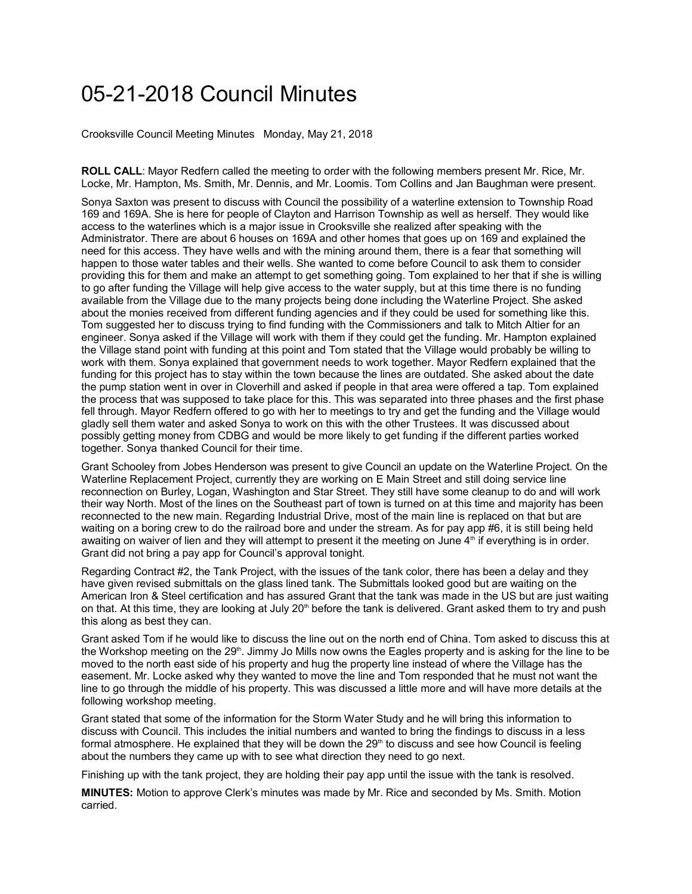# 05-21-2018 Council Minutes

Crooksville Council Meeting Minutes Monday, May 21, 2018

**ROLL CALL**: Mayor Redfern called the meeting to order with the following members present Mr. Rice, Mr. Locke, Mr. Hampton, Ms. Smith, Mr. Dennis, and Mr. Loomis. Tom Collins and Jan Baughman were present.

Sonya Saxton was present to discuss with Council the possibility of a waterline extension to Township Road 169 and 169A. She is here for people of Clayton and Harrison Township as well as herself. They would like access to the waterlines which is a major issue in Crooksville she realized after speaking with the Administrator. There are about 6 houses on 169A and other homes that goes up on 169 and explained the need for this access. They have wells and with the mining around them, there is a fear that something will happen to those water tables and their wells. She wanted to come before Council to ask them to consider providing this for them and make an attempt to get something going. Tom explained to her that if she is willing to go after funding the Village will help give access to the water supply, but at this time there is no funding available from the Village due to the many projects being done including the Waterline Project. She asked about the monies received from different funding agencies and if they could be used for something like this. Tom suggested her to discuss trying to find funding with the Commissioners and talk to Mitch Altier for an engineer. Sonya asked if the Village will work with them if they could get the funding. Mr. Hampton explained the Village stand point with funding at this point and Tom stated that the Village would probably be willing to work with them. Sonya explained that government needs to work together. Mayor Redfern explained that the funding for this project has to stay within the town because the lines are outdated. She asked about the date the pump station went in over in Cloverhill and asked if people in that area were offered a tap. Tom explained the process that was supposed to take place for this. This was separated into three phases and the first phase fell through. Mayor Redfern offered to go with her to meetings to try and get the funding and the Village would gladly sell them water and asked Sonya to work on this with the other Trustees. It was discussed about possibly getting money from CDBG and would be more likely to get funding if the different parties worked together. Sonya thanked Council for their time.

Grant Schooley from Jobes Henderson was present to give Council an update on the Waterline Project. On the Waterline Replacement Project, currently they are working on E Main Street and still doing service line reconnection on Burley, Logan, Washington and Star Street. They still have some cleanup to do and will work their way North. Most of the lines on the Southeast part of town is turned on at this time and majority has been reconnected to the new main. Regarding Industrial Drive, most of the main line is replaced on that but are waiting on a boring crew to do the railroad bore and under the stream. As for pay app #6, it is still being held awaiting on waiver of lien and they will attempt to present it the meeting on June 4th if everything is in order. Grant did not bring a pay app for Council's approval tonight.

Regarding Contract #2, the Tank Project, with the issues of the tank color, there has been a delay and they have given revised submittals on the glass lined tank. The Submittals looked good but are waiting on the American Iron & Steel certification and has assured Grant that the tank was made in the US but are just waiting on that. At this time, they are looking at July 20th before the tank is delivered. Grant asked them to try and push this along as best they can.

Grant asked Tom if he would like to discuss the line out on the north end of China. Tom asked to discuss this at the Workshop meeting on the 29th. Jimmy Jo Mills now owns the Eagles property and is asking for the line to be moved to the north east side of his property and hug the property line instead of where the Village has the easement. Mr. Locke asked why they wanted to move the line and Tom responded that he must not want the line to go through the middle of his property. This was discussed a little more and will have more details at the following workshop meeting.

Grant stated that some of the information for the Storm Water Study and he will bring this information to discuss with Council. This includes the initial numbers and wanted to bring the findings to discuss in a less formal atmosphere. He explained that they will be down the 29th to discuss and see how Council is feeling about the numbers they came up with to see what direction they need to go next.

Finishing up with the tank project, they are holding their pay app until the issue with the tank is resolved.

**MINUTES:** Motion to approve Clerk's minutes was made by Mr. Rice and seconded by Ms. Smith. Motion carried.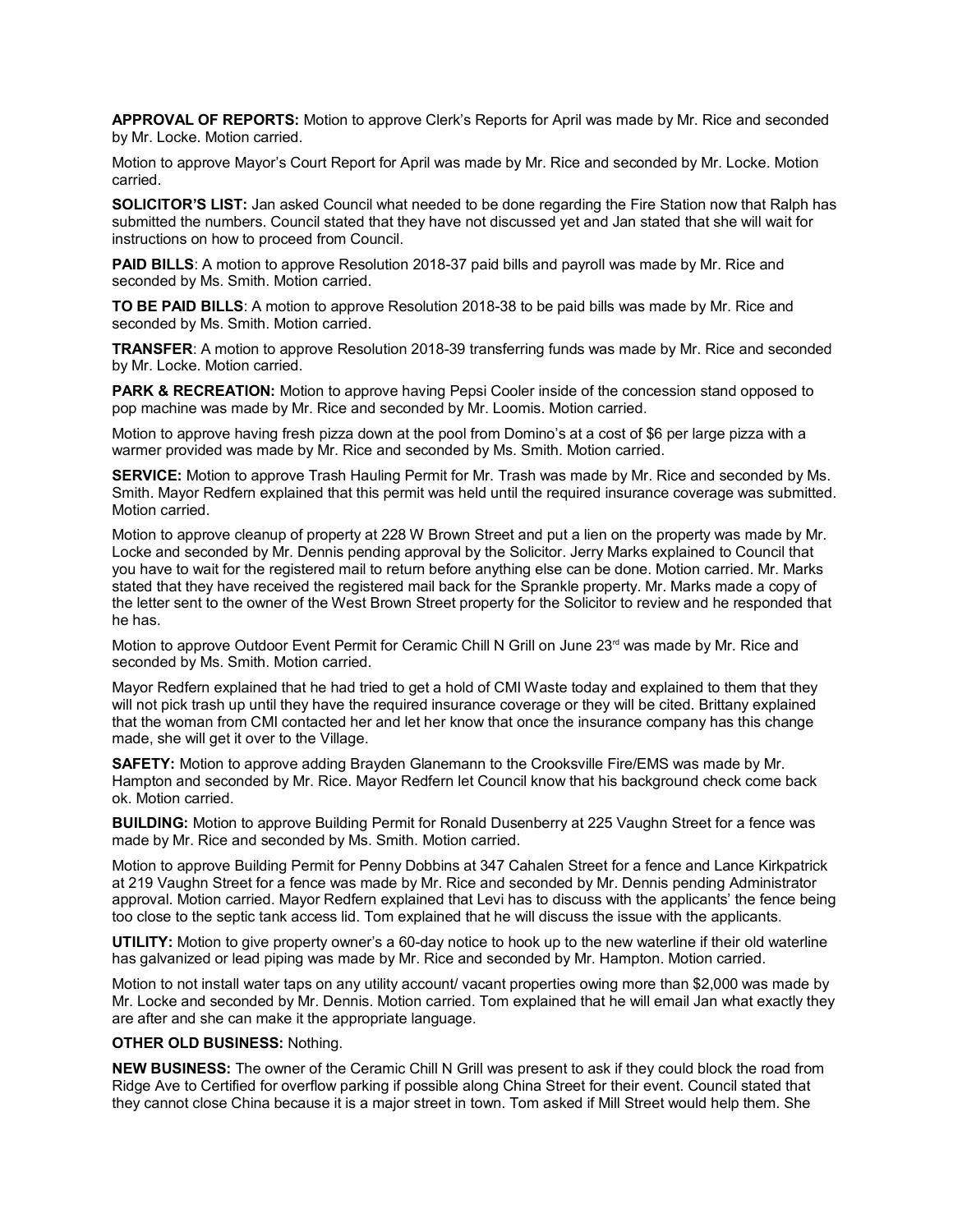**APPROVAL OF REPORTS:** Motion to approve Clerk's Reports for April was made by Mr. Rice and seconded by Mr. Locke. Motion carried.

Motion to approve Mayor's Court Report for April was made by Mr. Rice and seconded by Mr. Locke. Motion carried.

**SOLICITOR'S LIST:** Jan asked Council what needed to be done regarding the Fire Station now that Ralph has submitted the numbers. Council stated that they have not discussed yet and Jan stated that she will wait for instructions on how to proceed from Council.

**PAID BILLS**: A motion to approve Resolution 2018-37 paid bills and payroll was made by Mr. Rice and seconded by Ms. Smith. Motion carried.

**TO BE PAID BILLS**: A motion to approve Resolution 2018-38 to be paid bills was made by Mr. Rice and seconded by Ms. Smith. Motion carried.

**TRANSFER**: A motion to approve Resolution 2018-39 transferring funds was made by Mr. Rice and seconded by Mr. Locke. Motion carried.

**PARK & RECREATION:** Motion to approve having Pepsi Cooler inside of the concession stand opposed to pop machine was made by Mr. Rice and seconded by Mr. Loomis. Motion carried.

Motion to approve having fresh pizza down at the pool from Domino's at a cost of $6 per large pizza with a warmer provided was made by Mr. Rice and seconded by Ms. Smith. Motion carried.

**SERVICE:** Motion to approve Trash Hauling Permit for Mr. Trash was made by Mr. Rice and seconded by Ms. Smith. Mayor Redfern explained that this permit was held until the required insurance coverage was submitted. Motion carried.

Motion to approve cleanup of property at 228 W Brown Street and put a lien on the property was made by Mr. Locke and seconded by Mr. Dennis pending approval by the Solicitor. Jerry Marks explained to Council that you have to wait for the registered mail to return before anything else can be done. Motion carried. Mr. Marks stated that they have received the registered mail back for the Sprankle property. Mr. Marks made a copy of the letter sent to the owner of the West Brown Street property for the Solicitor to review and he responded that he has.

Motion to approve Outdoor Event Permit for Ceramic Chill N Grill on June 23rd was made by Mr. Rice and seconded by Ms. Smith. Motion carried.

Mayor Redfern explained that he had tried to get a hold of CMI Waste today and explained to them that they will not pick trash up until they have the required insurance coverage or they will be cited. Brittany explained that the woman from CMI contacted her and let her know that once the insurance company has this change made, she will get it over to the Village.

**SAFETY:** Motion to approve adding Brayden Glanemann to the Crooksville Fire/EMS was made by Mr. Hampton and seconded by Mr. Rice. Mayor Redfern let Council know that his background check come back ok. Motion carried.

**BUILDING:** Motion to approve Building Permit for Ronald Dusenberry at 225 Vaughn Street for a fence was made by Mr. Rice and seconded by Ms. Smith. Motion carried.

Motion to approve Building Permit for Penny Dobbins at 347 Cahalen Street for a fence and Lance Kirkpatrick at 219 Vaughn Street for a fence was made by Mr. Rice and seconded by Mr. Dennis pending Administrator approval. Motion carried. Mayor Redfern explained that Levi has to discuss with the applicants' the fence being too close to the septic tank access lid. Tom explained that he will discuss the issue with the applicants.

**UTILITY:** Motion to give property owner's a 60-day notice to hook up to the new waterline if their old waterline has galvanized or lead piping was made by Mr. Rice and seconded by Mr. Hampton. Motion carried.

Motion to not install water taps on any utility account/ vacant properties owing more than $2,000 was made by Mr. Locke and seconded by Mr. Dennis. Motion carried. Tom explained that he will email Jan what exactly they are after and she can make it the appropriate language.

**OTHER OLD BUSINESS:** Nothing.

**NEW BUSINESS:** The owner of the Ceramic Chill N Grill was present to ask if they could block the road from Ridge Ave to Certified for overflow parking if possible along China Street for their event. Council stated that they cannot close China because it is a major street in town. Tom asked if Mill Street would help them. She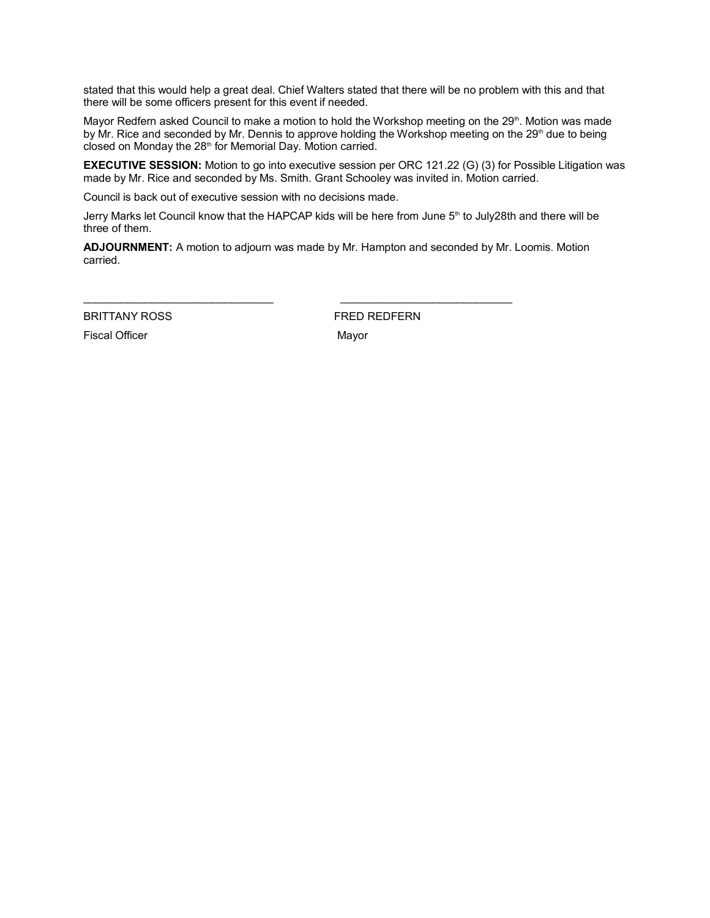stated that this would help a great deal. Chief Walters stated that there will be no problem with this and that there will be some officers present for this event if needed.

Mayor Redfern asked Council to make a motion to hold the Workshop meeting on the 29th. Motion was made by Mr. Rice and seconded by Mr. Dennis to approve holding the Workshop meeting on the 29th due to being closed on Monday the 28th for Memorial Day. Motion carried.

**EXECUTIVE SESSION:** Motion to go into executive session per ORC 121.22 (G) (3) for Possible Litigation was made by Mr. Rice and seconded by Ms. Smith. Grant Schooley was invited in. Motion carried.

Council is back out of executive session with no decisions made.

Jerry Marks let Council know that the HAPCAP kids will be here from June 5th to July28th and there will be three of them.

**ADJOURNMENT:** A motion to adjourn was made by Mr. Hampton and seconded by Mr. Loomis. Motion carried.

_______________________________ _____________________________

BRITTANY ROSS FRED REDFERN

Fiscal Officer Mayor